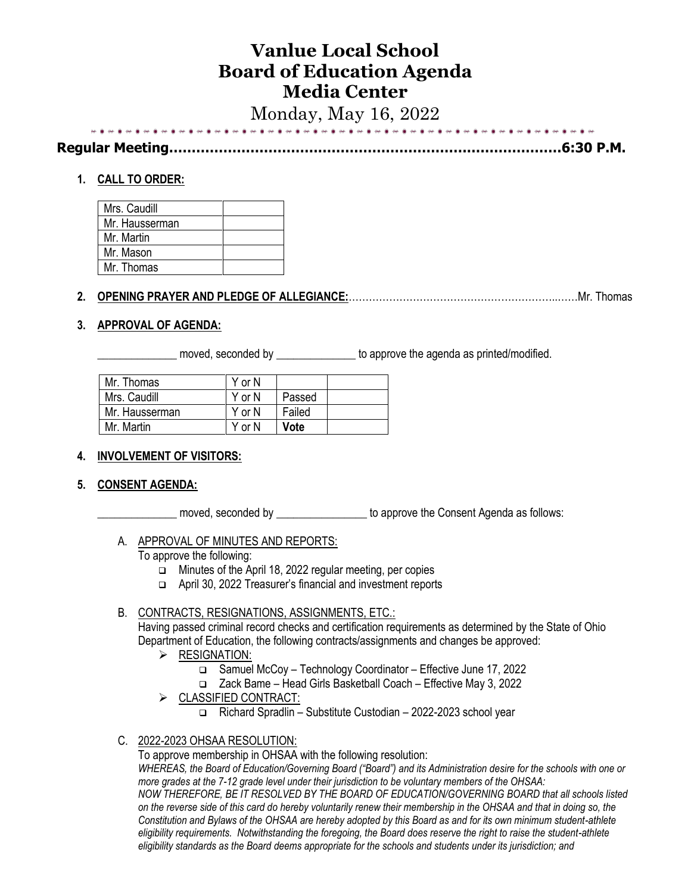# Vanlue Local School
# Board of Education Agenda
# Media Center

Monday, May 16, 2022

**Regular Meeting……………………………………………………………………………6:30 P.M.**

1. **CALL TO ORDER:**

| Mrs. Caudill | |
|---|---|
| Mr. Hausserman | |
| Mr. Martin | |
| Mr. Mason | |
| Mr. Thomas | |

2. **OPENING PRAYER AND PLEDGE OF ALLEGIANCE:**…………………………………………………………..……Mr. Thomas

3. **APPROVAL OF AGENDA:**

______________ moved, seconded by ______________ to approve the agenda as printed/modified.

| Mr. Thomas | Y or N | | |
|---|---|---|---|
| Mrs. Caudill | Y or N | Passed | |
| Mr. Hausserman | Y or N | Failed | |
| Mr. Martin | Y or N | **Vote** | |

4. **INVOLVEMENT OF VISITORS:**

5. **CONSENT AGENDA:**

______________ moved, seconded by ________________ to approve the Consent Agenda as follows:

A. APPROVAL OF MINUTES AND REPORTS:
To approve the following:
- Minutes of the April 18, 2022 regular meeting, per copies
- April 30, 2022 Treasurer's financial and investment reports

B. CONTRACTS, RESIGNATIONS, ASSIGNMENTS, ETC.:
Having passed criminal record checks and certification requirements as determined by the State of Ohio Department of Education, the following contracts/assignments and changes be approved:
- RESIGNATION:
  - Samuel McCoy – Technology Coordinator – Effective June 17, 2022
  - Zack Bame – Head Girls Basketball Coach – Effective May 3, 2022
- CLASSIFIED CONTRACT:
  - Richard Spradlin – Substitute Custodian – 2022-2023 school year

C. 2022-2023 OHSAA RESOLUTION:
To approve membership in OHSAA with the following resolution:
*WHEREAS, the Board of Education/Governing Board ("Board") and its Administration desire for the schools with one or more grades at the 7-12 grade level under their jurisdiction to be voluntary members of the OHSAA:*
*NOW THEREFORE, BE IT RESOLVED BY THE BOARD OF EDUCATION/GOVERNING BOARD that all schools listed on the reverse side of this card do hereby voluntarily renew their membership in the OHSAA and that in doing so, the Constitution and Bylaws of the OHSAA are hereby adopted by this Board as and for its own minimum student-athlete eligibility requirements. Notwithstanding the foregoing, the Board does reserve the right to raise the student-athlete eligibility standards as the Board deems appropriate for the schools and students under its jurisdiction; and*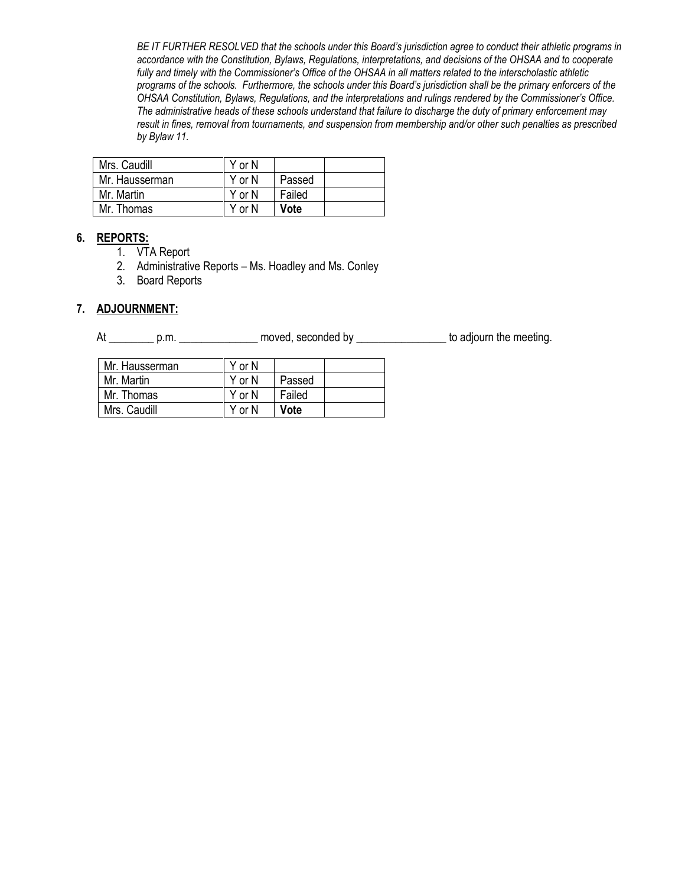*BE IT FURTHER RESOLVED that the schools under this Board's jurisdiction agree to conduct their athletic programs in accordance with the Constitution, Bylaws, Regulations, interpretations, and decisions of the OHSAA and to cooperate fully and timely with the Commissioner's Office of the OHSAA in all matters related to the interscholastic athletic programs of the schools. Furthermore, the schools under this Board's jurisdiction shall be the primary enforcers of the OHSAA Constitution, Bylaws, Regulations, and the interpretations and rulings rendered by the Commissioner's Office. The administrative heads of these schools understand that failure to discharge the duty of primary enforcement may result in fines, removal from tournaments, and suspension from membership and/or other such penalties as prescribed by Bylaw 11.*

| | | | |
|---|---|---|---|
| Mrs. Caudill | Y or N | | |
| Mr. Hausserman | Y or N | Passed | |
| Mr. Martin | Y or N | Failed | |
| Mr. Thomas | Y or N | **Vote** | |

## 6. REPORTS:

1. VTA Report
2. Administrative Reports – Ms. Hoadley and Ms. Conley
3. Board Reports

## 7. ADJOURNMENT:

At ________ p.m. ______________ moved, seconded by ________________ to adjourn the meeting.

| | | | |
|---|---|---|---|
| Mr. Hausserman | Y or N | | |
| Mr. Martin | Y or N | Passed | |
| Mr. Thomas | Y or N | Failed | |
| Mrs. Caudill | Y or N | **Vote** | |